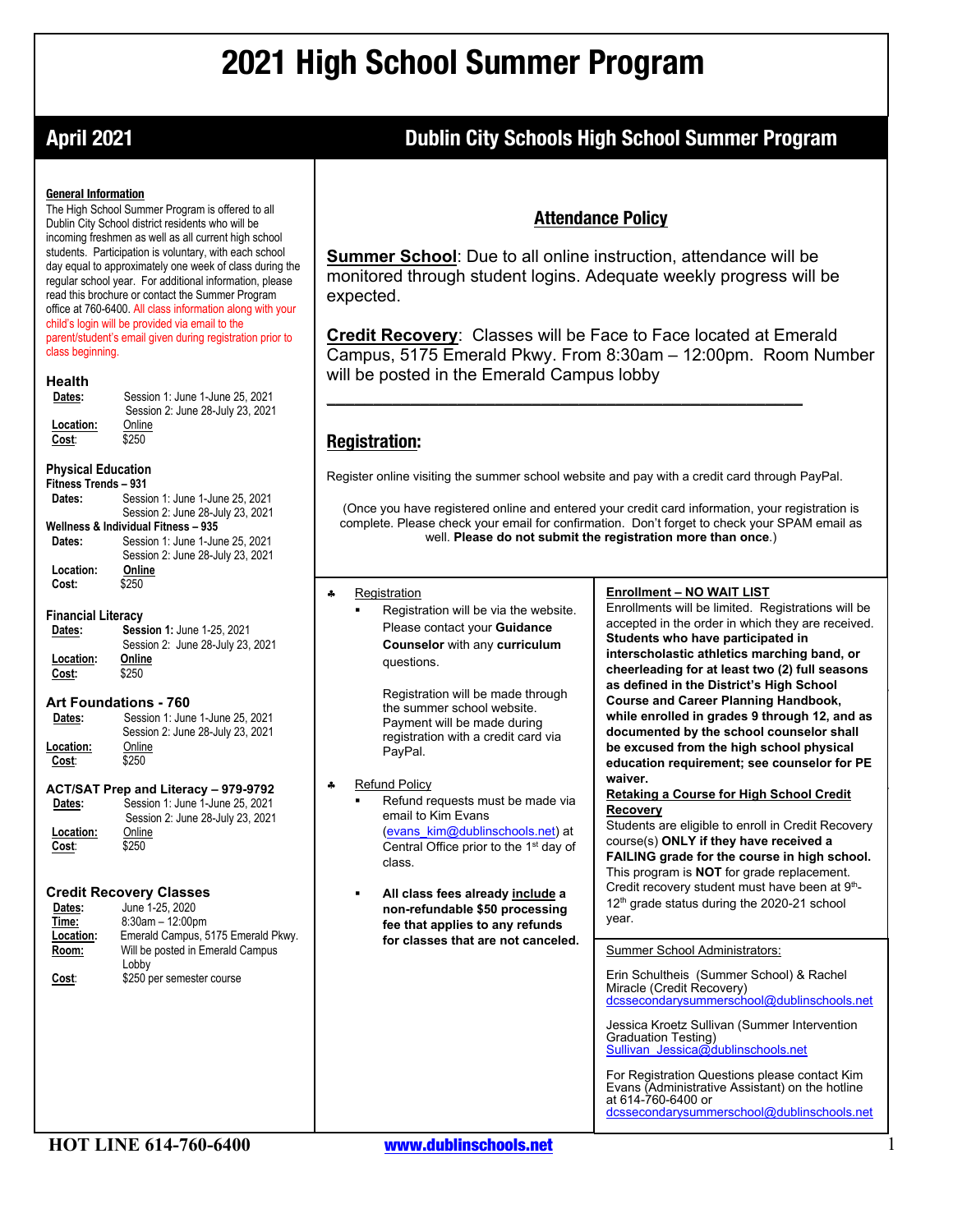# 2021 High School Summer Program

## April 2021

## Dublin City Schools High School Summer Program

**General Information**

The High School Summer Program is offered to all Dublin City School district residents who will be incoming freshmen as well as all current high school students. Participation is voluntary, with each school day equal to approximately one week of class during the regular school year. For additional information, please read this brochure or contact the Summer Program office at 760-6400. All class information along with your child's login will be provided via email to the parent/student's email given during registration prior to class beginning.

### Health

**Dates:** Session 1: June 1-June 25, 2021
Session 2: June 28-July 23, 2021
**Location:** Online
**Cost:** $250

### Physical Education

**Fitness Trends – 931**
**Dates:** Session 1: June 1-June 25, 2021
Session 2: June 28-July 23, 2021
**Wellness & Individual Fitness – 935**
**Dates:** Session 1: June 1-June 25, 2021
Session 2: June 28-July 23, 2021
**Location:** Online
**Cost:** $250

### Financial Literacy

**Dates:** **Session 1:** June 1-25, 2021
Session 2: June 28-July 23, 2021
**Location:** Online
**Cost:** $250

### Art Foundations - 760

**Dates:** Session 1: June 1-June 25, 2021
Session 2: June 28-July 23, 2021
**Location:** Online
**Cost:** $250

### ACT/SAT Prep and Literacy – 979-9792

**Dates:** Session 1: June 1-June 25, 2021
Session 2: June 28-July 23, 2021
**Location:** Online
**Cost:** $250

### Credit Recovery Classes

**Dates:** June 1-25, 2020
**Time:** 8:30am – 12:00pm
**Location:** Emerald Campus, 5175 Emerald Pkwy.
**Room:** Will be posted in Emerald Campus Lobby
**Cost:** $250 per semester course

## Attendance Policy

**Summer School**: Due to all online instruction, attendance will be monitored through student logins. Adequate weekly progress will be expected.

**Credit Recovery**: Classes will be Face to Face located at Emerald Campus, 5175 Emerald Pkwy. From 8:30am – 12:00pm. Room Number will be posted in the Emerald Campus lobby

---

## Registration:

Register online visiting the summer school website and pay with a credit card through PayPal.

(Once you have registered online and entered your credit card information, your registration is complete. Please check your email for confirmation. Don't forget to check your SPAM email as well. **Please do not submit the registration more than once**.)

- Registration
  - Registration will be via the website. Please contact your **Guidance Counselor** with any **curriculum** questions.

    Registration will be made through the summer school website. Payment will be made during registration with a credit card via PayPal.

- Refund Policy
  - Refund requests must be made via email to Kim Evans (evans_kim@dublinschools.net) at Central Office prior to the 1st day of class.
  - **All class fees already include a non-refundable $50 processing fee that applies to any refunds for classes that are not canceled.**

**Enrollment – NO WAIT LIST**

Enrollments will be limited. Registrations will be accepted in the order in which they are received. **Students who have participated in interscholastic athletics marching band, or cheerleading for at least two (2) full seasons as defined in the District's High School Course and Career Planning Handbook, while enrolled in grades 9 through 12, and as documented by the school counselor shall be excused from the high school physical education requirement; see counselor for PE waiver.**

**Retaking a Course for High School Credit Recovery**

Students are eligible to enroll in Credit Recovery course(s) **ONLY if they have received a FAILING grade for the course in high school.** This program is **NOT** for grade replacement. Credit recovery student must have been at 9th-12th grade status during the 2020-21 school year.

Summer School Administrators:

Erin Schultheis (Summer School) & Rachel Miracle (Credit Recovery)
dcssecondarysummerschool@dublinschools.net

Jessica Kroetz Sullivan (Summer Intervention Graduation Testing)
Sullivan_Jessica@dublinschools.net

For Registration Questions please contact Kim Evans (Administrative Assistant) on the hotline at 614-760-6400 or
dcssecondarysummerschool@dublinschools.net

HOT LINE 614-760-6400 www.dublinschools.net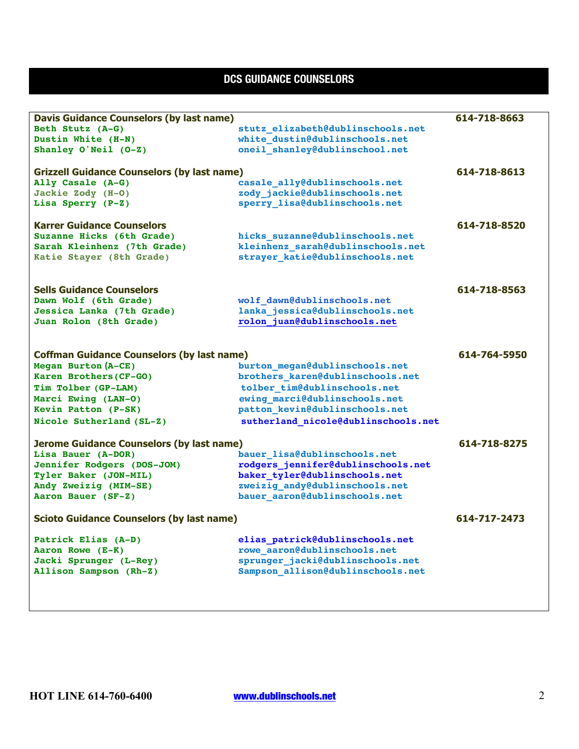# DCS GUIDANCE COUNSELORS

| Davis Guidance Counselors (by last name) | | 614-718-8663 |
|---|---|---|
| Beth Stutz (A-G) | stutz_elizabeth@dublinschools.net | |
| Dustin White (H-N) | white_dustin@dublinschools.net | |
| Shanley O'Neil (O-Z) | oneil_shanley@dublinschool.net | |
| **Grizzell Guidance Counselors (by last name)** | | **614-718-8613** |
| Ally Casale (A-G) | casale_ally@dublinschools.net | |
| Jackie Zody (H-O) | zody_jackie@dublinschools.net | |
| Lisa Sperry (P-Z) | sperry_lisa@dublinschools.net | |
| **Karrer Guidance Counselors** | | **614-718-8520** |
| Suzanne Hicks (6th Grade) | hicks_suzanne@dublinschools.net | |
| Sarah Kleinhenz (7th Grade) | kleinhenz_sarah@dublinschools.net | |
| Katie Stayer (8th Grade) | strayer_katie@dublinschools.net | |
| **Sells Guidance Counselors** | | **614-718-8563** |
| Dawn Wolf (6th Grade) | wolf_dawn@dublinschools.net | |
| Jessica Lanka (7th Grade) | lanka_jessica@dublinschools.net | |
| Juan Rolon (8th Grade) | rolon_juan@dublinschools.net | |
| **Coffman Guidance Counselors (by last name)** | | **614-764-5950** |
| Megan Burton (A-CE) | burton_megan@dublinschools.net | |
| Karen Brothers (CF-GO) | brothers_karen@dublinschools.net | |
| Tim Tolber (GP-LAM) | tolber_tim@dublinschools.net | |
| Marci Ewing (LAN-O) | ewing_marci@dublinschools.net | |
| Kevin Patton (P-SK) | patton_kevin@dublinschools.net | |
| Nicole Sutherland (SL-Z) | sutherland_nicole@dublinschools.net | |
| **Jerome Guidance Counselors (by last name)** | | **614-718-8275** |
| Lisa Bauer (A-DOR) | bauer_lisa@dublinschools.net | |
| Jennifer Rodgers (DOS-JOM) | rodgers_jennifer@dublinschools.net | |
| Tyler Baker (JON-MIL) | baker_tyler@dublinschools.net | |
| Andy Zweizig (MIM-SE) | zweizig_andy@dublinschools.net | |
| Aaron Bauer (SF-Z) | bauer_aaron@dublinschools.net | |
| **Scioto Guidance Counselors (by last name)** | | **614-717-2473** |
| Patrick Elias (A-D) | elias_patrick@dublinschools.net | |
| Aaron Rowe (E-K) | rowe_aaron@dublinschools.net | |
| Jacki Sprunger (L-Rey) | sprunger_jacki@dublinschools.net | |
| Allison Sampson (Rh-Z) | Sampson_allison@dublinschools.net | |

HOT LINE 614-760-6400 www.dublinschools.net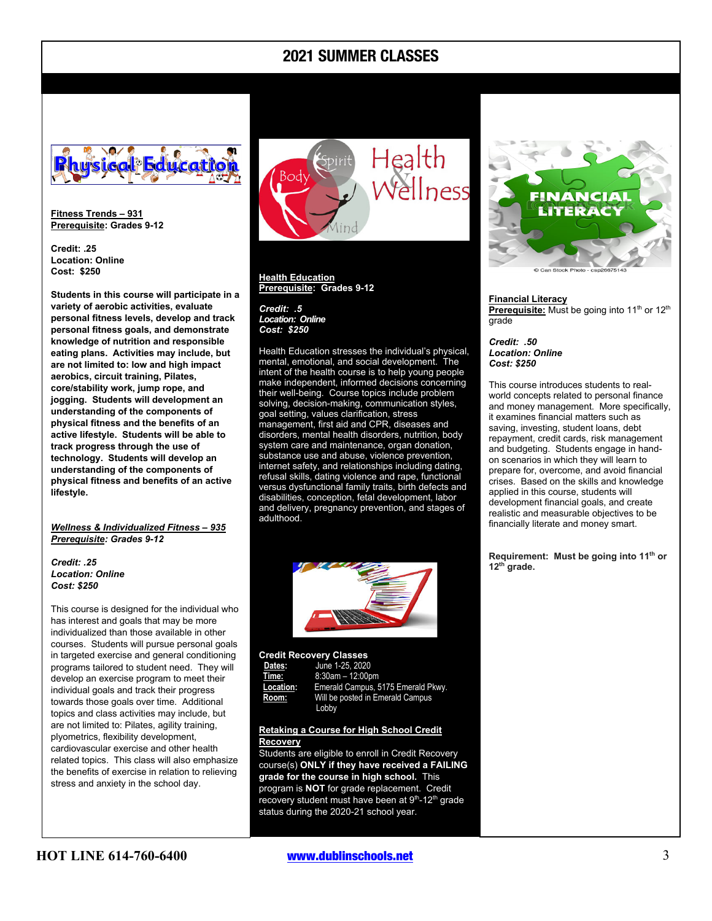# 2021 SUMMER CLASSES

**Fitness Trends – 931**
**Prerequisite: Grades 9-12**

**Credit: .25**
**Location: Online**
**Cost: $250**

**Students in this course will participate in a variety of aerobic activities, evaluate personal fitness levels, develop and track personal fitness goals, and demonstrate knowledge of nutrition and responsible eating plans. Activities may include, but are not limited to: low and high impact aerobics, circuit training, Pilates, core/stability work, jump rope, and jogging. Students will development an understanding of the components of physical fitness and the benefits of an active lifestyle. Students will be able to track progress through the use of technology. Students will develop an understanding of the components of physical fitness and benefits of an active lifestyle.**

***Wellness & Individualized Fitness – 935***
***Prerequisite: Grades 9-12***

***Credit: .25***
***Location: Online***
***Cost: $250***

This course is designed for the individual who has interest and goals that may be more individualized than those available in other courses. Students will pursue personal goals in targeted exercise and general conditioning programs tailored to student need. They will develop an exercise program to meet their individual goals and track their progress towards those goals over time. Additional topics and class activities may include, but are not limited to: Pilates, agility training, plyometrics, flexibility development, cardiovascular exercise and other health related topics. This class will also emphasize the benefits of exercise in relation to relieving stress and anxiety in the school day.

**Health Education**
**Prerequisite: Grades 9-12**

***Credit: .5***
***Location: Online***
***Cost: $250***

Health Education stresses the individual's physical, mental, emotional, and social development. The intent of the health course is to help young people make independent, informed decisions concerning their well-being. Course topics include problem solving, decision-making, communication styles, goal setting, values clarification, stress management, first aid and CPR, diseases and disorders, mental health disorders, nutrition, body system care and maintenance, organ donation, substance use and abuse, violence prevention, internet safety, and relationships including dating, refusal skills, dating violence and rape, functional versus dysfunctional family traits, birth defects and disabilities, conception, fetal development, labor and delivery, pregnancy prevention, and stages of adulthood.

**Credit Recovery Classes**

**Dates:** June 1-25, 2020
**Time:** 8:30am – 12:00pm
**Location:** Emerald Campus, 5175 Emerald Pkwy.
**Room:** Will be posted in Emerald Campus Lobby

**Retaking a Course for High School Credit Recovery**

Students are eligible to enroll in Credit Recovery course(s) **ONLY if they have received a FAILING grade for the course in high school.** This program is **NOT** for grade replacement. Credit recovery student must have been at 9th-12th grade status during the 2020-21 school year.

**Financial Literacy**
**Prerequisite:** Must be going into 11th or 12th grade

***Credit: .50***
***Location: Online***
***Cost: $250***

This course introduces students to real-world concepts related to personal finance and money management. More specifically, it examines financial matters such as saving, investing, student loans, debt repayment, credit cards, risk management and budgeting. Students engage in hand-on scenarios in which they will learn to prepare for, overcome, and avoid financial crises. Based on the skills and knowledge applied in this course, students will development financial goals, and create realistic and measurable objectives to be financially literate and money smart.

**Requirement: Must be going into 11th or 12th grade.**

HOT LINE 614-760-6400 www.dublinschools.net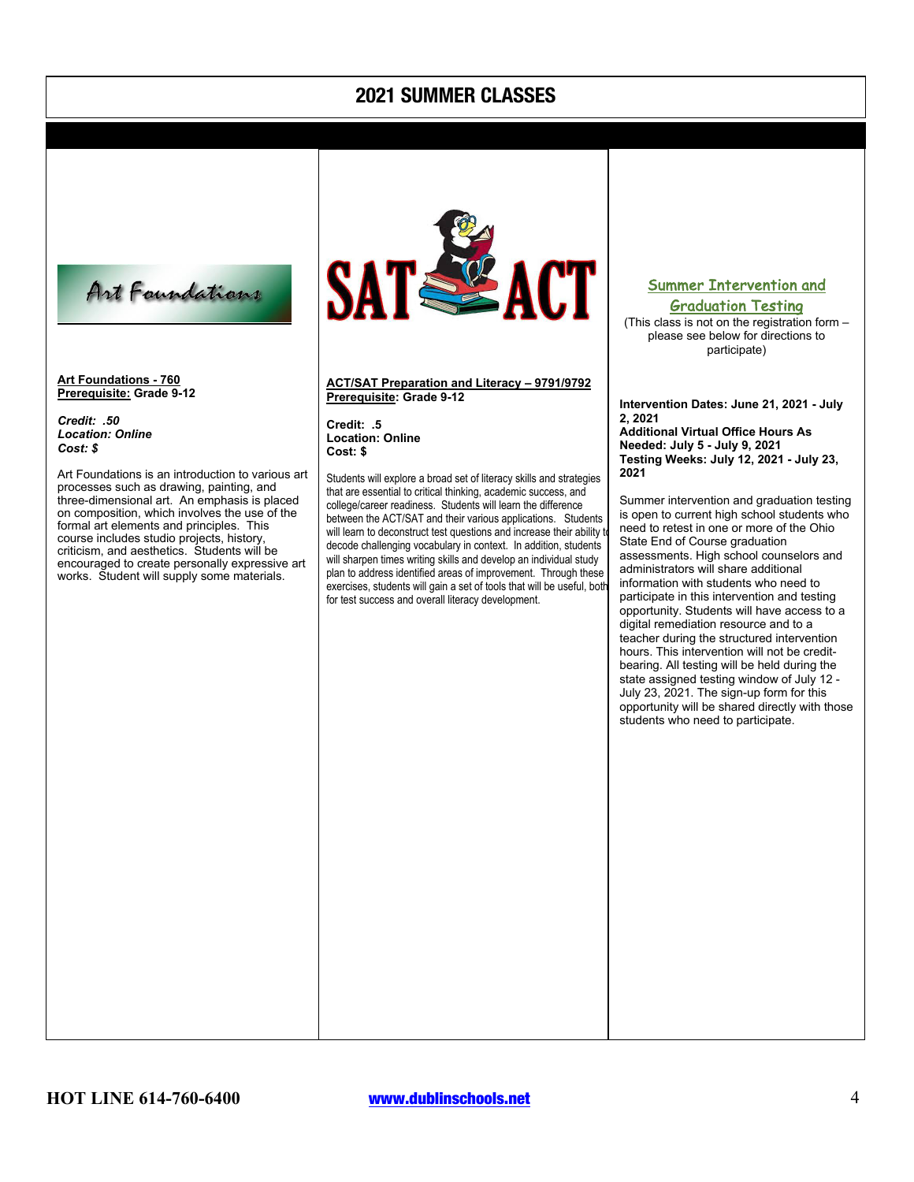# 2021 SUMMER CLASSES

## Art Foundations

**Art Foundations - 760**
**Prerequisite: Grade 9-12**

***Credit: .50***
***Location: Online***
***Cost: $***

Art Foundations is an introduction to various art processes such as drawing, painting, and three-dimensional art. An emphasis is placed on composition, which involves the use of the formal art elements and principles. This course includes studio projects, history, criticism, and aesthetics. Students will be encouraged to create personally expressive art works. Student will supply some materials.

## SAT ACT

**ACT/SAT Preparation and Literacy – 9791/9792**
**Prerequisite: Grade 9-12**

**Credit: .5**
**Location: Online**
**Cost: $**

Students will explore a broad set of literacy skills and strategies that are essential to critical thinking, academic success, and college/career readiness. Students will learn the difference between the ACT/SAT and their various applications. Students will learn to deconstruct test questions and increase their ability to decode challenging vocabulary in context. In addition, students will sharpen times writing skills and develop an individual study plan to address identified areas of improvement. Through these exercises, students will gain a set of tools that will be useful, both for test success and overall literacy development.

## Summer Intervention and Graduation Testing

(This class is not on the registration form – please see below for directions to participate)

**Intervention Dates: June 21, 2021 - July 2, 2021**
**Additional Virtual Office Hours As Needed: July 5 - July 9, 2021**
**Testing Weeks: July 12, 2021 - July 23, 2021**

Summer intervention and graduation testing is open to current high school students who need to retest in one or more of the Ohio State End of Course graduation assessments. High school counselors and administrators will share additional information with students who need to participate in this intervention and testing opportunity. Students will have access to a digital remediation resource and to a teacher during the structured intervention hours. This intervention will not be credit-bearing. All testing will be held during the state assigned testing window of July 12 - July 23, 2021. The sign-up form for this opportunity will be shared directly with those students who need to participate.

HOT LINE 614-760-6400 www.dublinschools.net